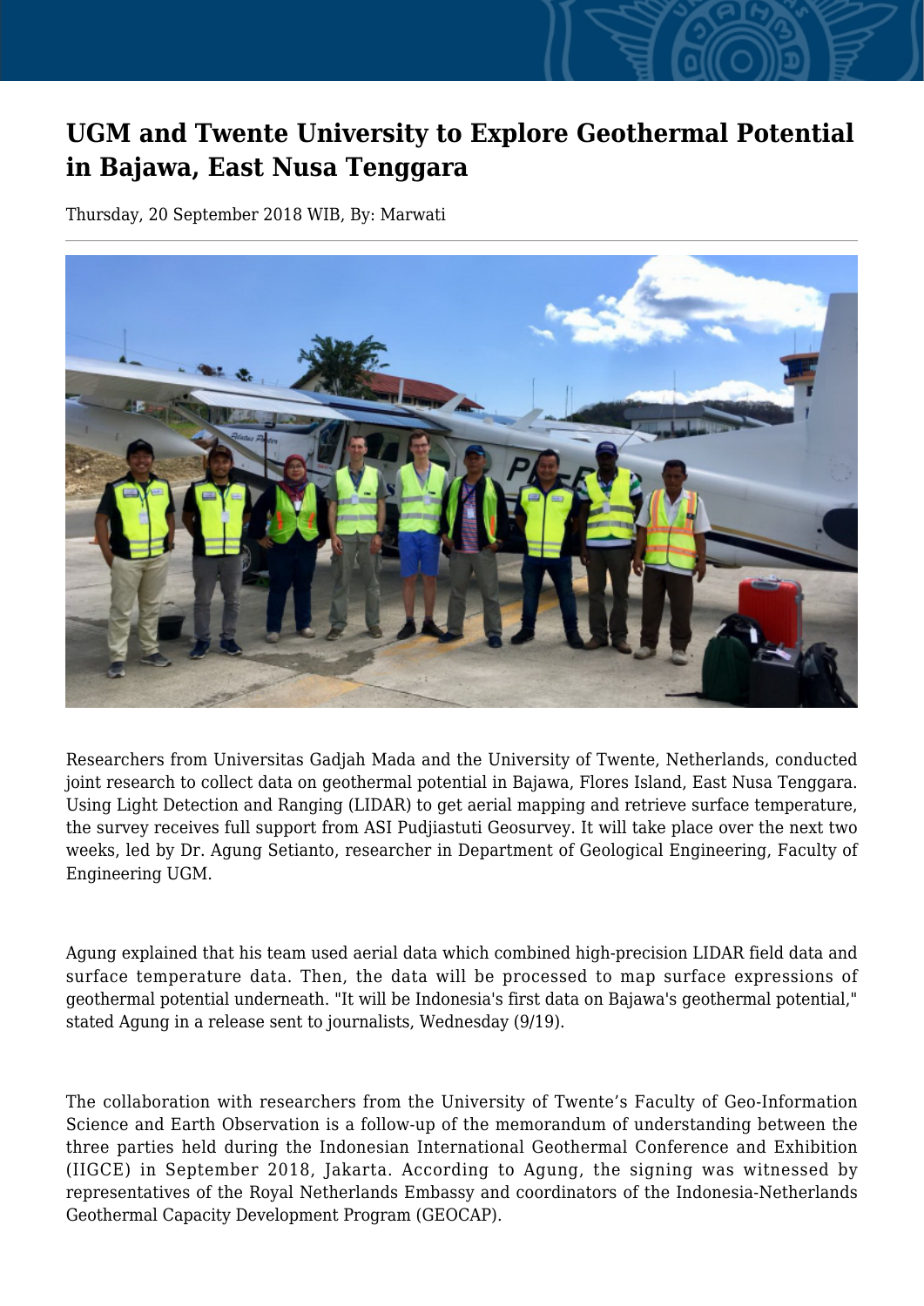# UGM and Twente University to Explore Geothermal Potential in Bajawa, East Nusa Tenggara

Thursday, 20 September 2018 WIB, By: Marwati

Researchers from Universitas Gadjah Mada and the University of Twente, Netherlands, conducted joint research to collect data on geothermal potential in Bajawa, Flores Island, East Nusa Tenggara. Using Light Detection and Ranging (LIDAR) to get aerial mapping and retrieve surface temperature, the survey receives full support from ASI Pudjiastuti Geosurvey. It will take place over the next two weeks, led by Dr. Agung Setianto, researcher in Department of Geological Engineering, Faculty of Engineering UGM.

Agung explained that his team used aerial data which combined high-precision LIDAR field data and surface temperature data. Then, the data will be processed to map surface expressions of geothermal potential underneath. "It will be Indonesia's first data on Bajawa's geothermal potential," stated Agung in a release sent to journalists, Wednesday (9/19).

The collaboration with researchers from the University of Twente's Faculty of Geo-Information Science and Earth Observation is a follow-up of the memorandum of understanding between the three parties held during the Indonesian International Geothermal Conference and Exhibition (IIGCE) in September 2018, Jakarta. According to Agung, the signing was witnessed by representatives of the Royal Netherlands Embassy and coordinators of the Indonesia-Netherlands Geothermal Capacity Development Program (GEOCAP).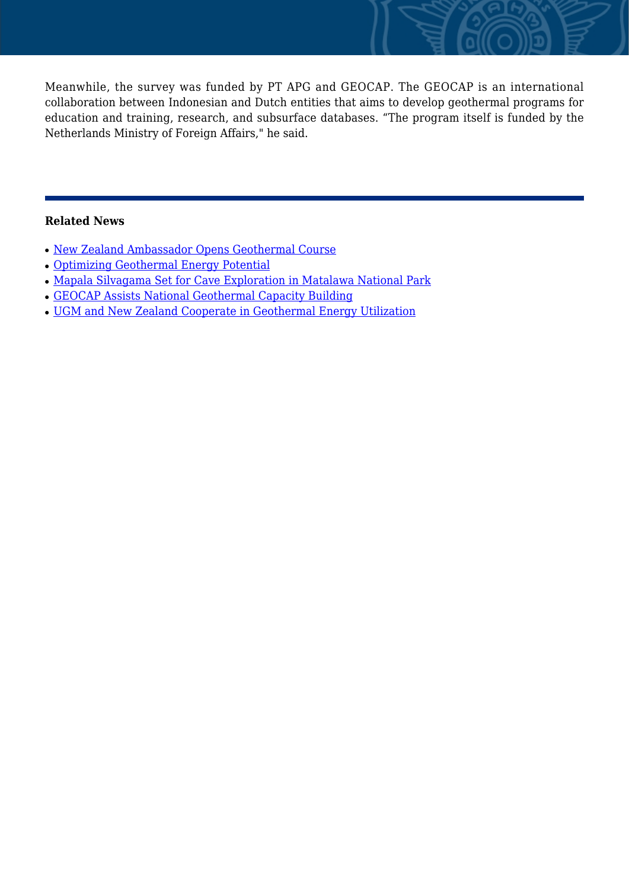Meanwhile, the survey was funded by PT APG and GEOCAP. The GEOCAP is an international collaboration between Indonesian and Dutch entities that aims to develop geothermal programs for education and training, research, and subsurface databases. “The program itself is funded by the Netherlands Ministry of Foreign Affairs," he said.

---

**Related News**

- New Zealand Ambassador Opens Geothermal Course
- Optimizing Geothermal Energy Potential
- Mapala Silvagama Set for Cave Exploration in Matalawa National Park
- GEOCAP Assists National Geothermal Capacity Building
- UGM and New Zealand Cooperate in Geothermal Energy Utilization